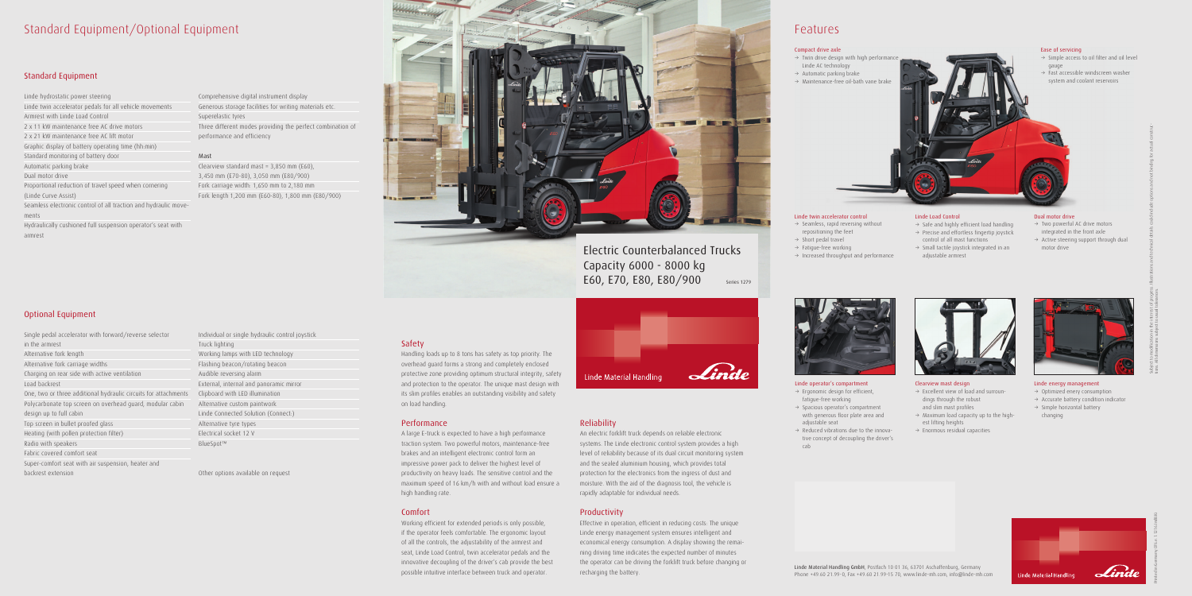# Standard Equipment/Optional Equipment

## Standard Equipment

- Linde hydrostatic power steering
- Linde twin accelerator pedals for all vehicle movements
- Armrest with Linde Load Control
- 2 x 11 kW maintenance free AC drive motors
- 2 x 21 kW maintenance free AC lift motor
- Graphic display of battery operating time (hh:min)
- Standard monitoring of battery door
- Automatic parking brake
- Dual motor drive
- Proportional reduction of travel speed when cornering (Linde Curve Assist)
- Seamless electronic control of all traction and hydraulic movements
- Hydraulically cushioned full suspension operator's seat with armrest
- Comprehensive digital instrument display
- Generous storage facilities for writing materials etc.
- Superelastic tyres
- Three different modes providing the perfect combination of performance and efficiency

### Mast

- Clearview standard mast = 3,850 mm (E60), 3,450 mm (E70-80), 3,050 mm (E80/900)
- Fork carriage width: 1,650 mm to 2,180 mm
- Fork length 1,200 mm (E60-80), 1,800 mm (E80/900)

## Optional Equipment

- Single pedal accelerator with forward/reverse selector in the armrest
- Alternative fork length
- Alternative fork carriage widths
- Charging on rear side with active ventilation
- Load backrest
- One, two or three additional hydraulic circuits for attachments
- Polycarbonate top screen on overhead guard, modular cabin design up to full cabin
- Top screen in bullet proofed glass
- Heating (with pollen protection filter)
- Radio with speakers
- Fabric covered comfort seat
- Super-comfort seat with air suspension, heater and backrest extension
- Individual or single hydraulic control joystick
- Truck lighting
- Working lamps with LED technology
- Flashing beacon/rotating beacon
- Audible reversing alarm
- External, internal and panoramic mirror
- Clipboard with LED illumination
- Alternative custom paintwork
- Linde Connected Solution (Connect:)
- Alternative tyre types
- Electrical socket 12 V
- BlueSpot™

Other options available on request

## Safety

Handling loads up to 8 tons has safety as top priority. The overhead guard forms a strong and completely enclosed protective zone providing optimum structural integrity, safety and protection to the operator. The unique mast design with its slim profiles enables an outstanding visibility and safety on load handling.

## Performance

A large E-truck is expected to have a high performance traction system. Two powerful motors, maintenance-free brakes and an intelligent electronic control form an impressive power pack to deliver the highest level of productivity on heavy loads. The sensitive control and the maximum speed of 16 km/h with and without load ensure a high handling rate.

## Comfort

Working efficient for extended periods is only possible, if the operator feels comfortable. The ergonomic layout of all the controls, the adjustability of the armrest and seat, Linde Load Control, twin accelerator pedals and the innovative decoupling of the driver's cab provide the best possible intuitive interface between truck and operator.

## Reliability

An electric forklift truck depends on reliable electronic systems. The Linde electronic control system provides a high level of reliability because of its dual circuit monitoring system and the sealed aluminium housing, which provides total protection for the electronics from the ingress of dust and moisture. With the aid of the diagnosis tool, the vehicle is rapidly adaptable for individual needs.

## Productivity

Effective in operation, efficient in reducing costs. The unique Linde energy management system ensures intelligent and economical energy consumption. A display showing the remaining driving time indicates the expected number of minutes the operator can be driving the forklift truck before changing or recharging the battery.

# Electric Counterbalanced Trucks
Capacity 6000 - 8000 kg
E60, E70, E80, E80/900

Series 1279

Linde Material Handling

# Features

### Compact drive axle
- → Twin drive design with high performance Linde AC technology
- → Automatic parking brake
- → Maintenance-free oil-bath vane brake

### Ease of servicing
- → Simple access to oil filter and oil level gauge
- → Fast accessible windscreen washer system and coolant reservoirs

### Linde twin accelerator control
- → Seamless, rapid reversing without repositioning the feet
- → Short pedal travel
- → Fatigue-free working
- → Increased throughput and performance

### Linde Load Control
- → Safe and highly efficient load handling
- → Precise and effortless fingertip joystick control of all mast functions
- → Small tactile joystick integrated in an adjustable armrest

### Dual motor drive
- → Two powerful AC drive motors integrated in the front axle
- → Active steering support through dual motor drive

### Linde operator's compartment
- → Ergonomic design for efficient, fatigue-free working
- → Spacious operator's compartment with generous floor plate area and adjustable seat
- → Reduced vibrations due to the innovative concept of decoupling the driver's cab

### Clearview mast design
- → Excellent view of load and surroundings through the robust and slim mast profiles
- → Maximum load capacity up to the highest lifting heights
- → Enormous residual capacities

### Linde energy management
- → Optimized enery consumption
- → Accurate battery condition indicator
- → Simple horizontal battery changing

Subject to modification in the interest of progress. Illustrations and technical details could include options and not binding for actual constructions. All dimensions subject to usual tolerances.

Linde Material Handling GmbH, Postfach 10 01 36, 63701 Aschaffenburg, Germany
Phone +49.60 21.99-0, Fax +49.60 21.99-15 70, www.linde-mh.com, info@linde-mh.com

Printed in Germany 076.e.1.0216.IndB.Ki

Linde Material Handling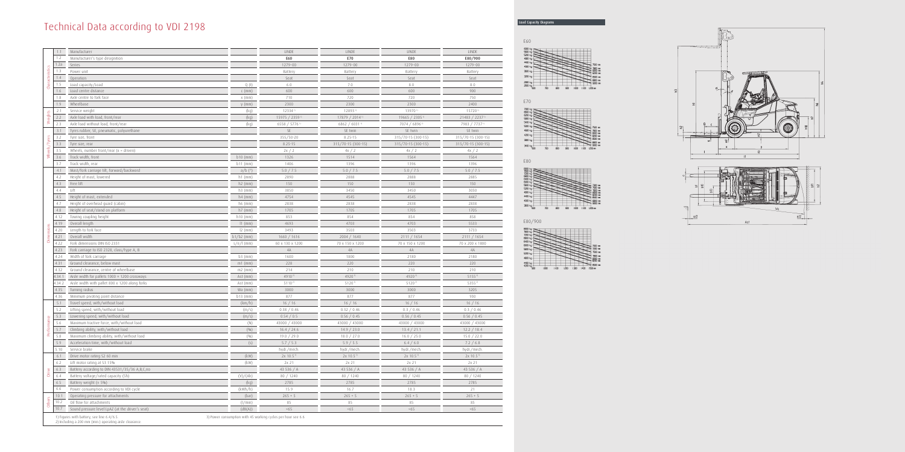# Technical Data according to VDI 2198

| | | | | | | | |
|---|---|---|---|---|---|---|---|
| Characteristics | 1.1 | Manufacturer | | LINDE | LINDE | LINDE | LINDE |
| | 1.2 | Manufacturer's type designation | | E60 | E70 | E80 | E80/900 |
| | 1.2a | Series | | 1279-00 | 1279-00 | 1279-00 | 1279-00 |
| | 1.3 | Power unit | | Battery | Battery | Battery | Battery |
| | 1.4 | Operation | | Seat | Seat | Seat | Seat |
| | 1.5 | Load capacity/Load | Q (t) | 6.0 | 7.0 | 8.0 | 8.0 |
| | 1.6 | Load centre distance | c (mm) | 600 | 600 | 600 | 900 |
| | 1.8 | Axle centre to fork face | x (mm) | 710 | 720 | 720 | 750 |
| | 1.9 | Wheelbase | y (mm) | 2300 | 2300 | 2300 | 2400 |
| Weights | 2.1 | Service weight | (kg) | 12334 [1] | 12893 [1] | 13970 [1] | 15720 [1] |
| | 2.2 | Axle load with load, front/rear | (kg) | 15975 / 2359 [1] | 17879 / 2014 [1] | 19665 / 2305 [1] | 21483 / 2237 [1] |
| | 2.3 | Axle load without load, front/rear | (kg) | 6558 / 5776 [1] | 6862 / 6031 [1] | 7074 / 6896 [1] | 7983 / 7737 [1] |
| Wheels / Tyres | 3.1 | Tyres rubber, SE, pneumatic, polyurethane | | SE | SE twin | SE twin | SE twin |
| | 3.2 | Tyre size, front | | 355/50-20 | 8.25-15 | 315/70-15 (300-15) | 315/70-15 (300-15) |
| | 3.3 | Tyre size, rear | | 8.25-15 | 315/70-15 (300-15) | 315/70-15 (300-15) | 315/70-15 (300-15) |
| | 3.5 | Wheels, number front/rear (x = driven) | | 2x / 2 | 4x / 2 | 4x / 2 | 4x / 2 |
| | 3.6 | Track width, front | b10 (mm) | 1326 | 1514 | 1564 | 1564 |
| | 3.7 | Track width, rear | b11 (mm) | 1406 | 1396 | 1396 | 1396 |
| Dimensions | 4.1 | Mast/fork carriage tilt, forward/backward | a/b (°) | 5.0 / 7.5 | 5.0 / 7.5 | 5.0 / 7.5 | 5.0 / 7.5 |
| | 4.2 | Height of mast, lowered | h1 (mm) | 2890 | 2888 | 2888 | 2885 |
| | 4.3 | Free lift | h2 (mm) | 150 | 150 | 150 | 150 |
| | 4.4 | Lift | h3 (mm) | 3850 | 3450 | 3450 | 3050 |
| | 4.5 | Height of mast, extended | h4 (mm) | 4754 | 4545 | 4545 | 4447 |
| | 4.7 | Height of overhead guard (cabin) | h6 (mm) | 2838 | 2838 | 2838 | 2838 |
| | 4.8 | Height of seat/stand on platform | h7 (mm) | 1705 | 1705 | 1705 | 1705 |
| | 4.12 | Towing coupling height | h10 (mm) | 853 | 854 | 854 | 858 |
| | 4.19 | Overall length | l1 (mm) | 4693 | 4703 | 4703 | 5533 |
| | 4.20 | Length to fork face | l2 (mm) | 3493 | 3503 | 3503 | 3733 |
| | 4.21 | Overall width | b1/b2 (mm) | 1660 / 1616 | 2004 / 1640 | 2111 / 1654 | 2111 / 1654 |
| | 4.22 | Fork dimensions DIN ISO 2331 | s/e/l (mm) | 60 x 150 x 1200 | 70 x 150 x 1200 | 70 x 150 x 1200 | 70 x 200 x 1800 |
| | 4.23 | Fork carriage to ISO 2328, class/type A, B | | 4A | 4A | 4A | 4A |
| | 4.24 | Width of fork carriage | b3 (mm) | 1600 | 1800 | 2180 | 2180 |
| | 4.31 | Ground clearance, below mast | m1 (mm) | 228 | 220 | 220 | 220 |
| | 4.32 | Ground clearance, centre of wheelbase | m2 (mm) | 214 | 210 | 210 | 210 |
| | 4.34.1 | Aisle width for pallets 1000 × 1200 crossways | Ast (mm) | 4910 [2] | 4920 [2] | 4920 [2] | 5155 [2] |
| | 4.34.2 | Aisle width with pallet 800 x 1200 along forks | Ast (mm) | 5110 [2] | 5120 [2] | 5120 [2] | 5355 [2] |
| | 4.35 | Turning radius | Wa (mm) | 3000 | 3000 | 3000 | 3205 |
| | 4.36 | Minimum pivoting point distance | b13 (mm) | 877 | 877 | 877 | 930 |
| Performance | 5.1 | Travel speed, with/without load | (km/h) | 16 / 16 | 16 / 16 | 16 / 16 | 16 / 16 |
| | 5.2 | Lifting speed, with/without load | (m/s) | 0.38 / 0.46 | 0.32 / 0.46 | 0.3 / 0.46 | 0.3 / 0.46 |
| | 5.3 | Lowering speed, with/without load | (m/s) | 0.54 / 0.5 | 0.56 / 0.45 | 0.56 / 0.45 | 0.56 / 0.45 |
| | 5.6 | Maximum tractive force, with/without load | (N) | 43000 / 43000 | 43000 / 43000 | 43000 / 43000 | 43000 / 43000 |
| | 5.7 | Climbing ability, with/without load | (%) | 16.4 / 24.6 | 14.9 / 23.0 | 13.4 / 21.1 | 12.2 / 18.4 |
| | 5.8 | Maximum climbing ability, with/without load | (%) | 19.0 / 29.0 | 18.0 / 27.0 | 16.0 / 25.0 | 15.0 / 22.0 |
| | 5.9 | Acceleration time, with/without load | (s) | 5.7 / 5.3 | 5.9 / 5.5 | 6.4 / 6.0 | 7.2 / 6.8 |
| | 5.10 | Service brake | | hydr./mech. | hydr./mech. | hydr./mech. | hydr./mech. |
| Drive | 6.1 | Drive motor rating S2 60 min | (kW) | 2x 10.5 [3] | 2x 10.5 [3] | 2x 10.5 [3] | 2x 10.5 [3] |
| | 6.2 | Lift motor rating at S3 15% | (kW) | 2x 21 | 2x 21 | 2x 21 | 2x 21 |
| | 6.3 | Battery according to DIN 43531/35/36 A,B,C,no | | 43 536 / A | 43 536 / A | 43 536 / A | 43 536 / A |
| | 6.4 | Battery voltage/rated capacity (5h) | (V)/(Ah) | 80 / 1240 | 80 / 1240 | 80 / 1240 | 80 / 1240 |
| | 6.5 | Battery weight (± 5%) | (kg) | 2785 | 2785 | 2785 | 2785 |
| | 6.6 | Power consumption according to VDI cycle | (kWh/h) | 15.9 | 16.7 | 18.3 | 21 |
| Others | 10.1 | Operating pressure for attachments | (bar) | 265 + 5 | 265 + 5 | 265 + 5 | 265 + 5 |
| | 10.2 | Oil flow for attachments | (l/min) | 85 | 85 | 85 | 85 |
| | 10.7 | Sound pressure level LpAZ (at the driver's seat) | (dB(A)) | <65 | <65 | <65 | <65 |

1) Figures with battery, see line 6.4/6.5
2) Including a 200 mm (min.) operating aisle clearance
3) Power consumption with 45 working cycles per hour see 6.6

## Load Capacity Diagrams

E60

E70

E80

E80/900